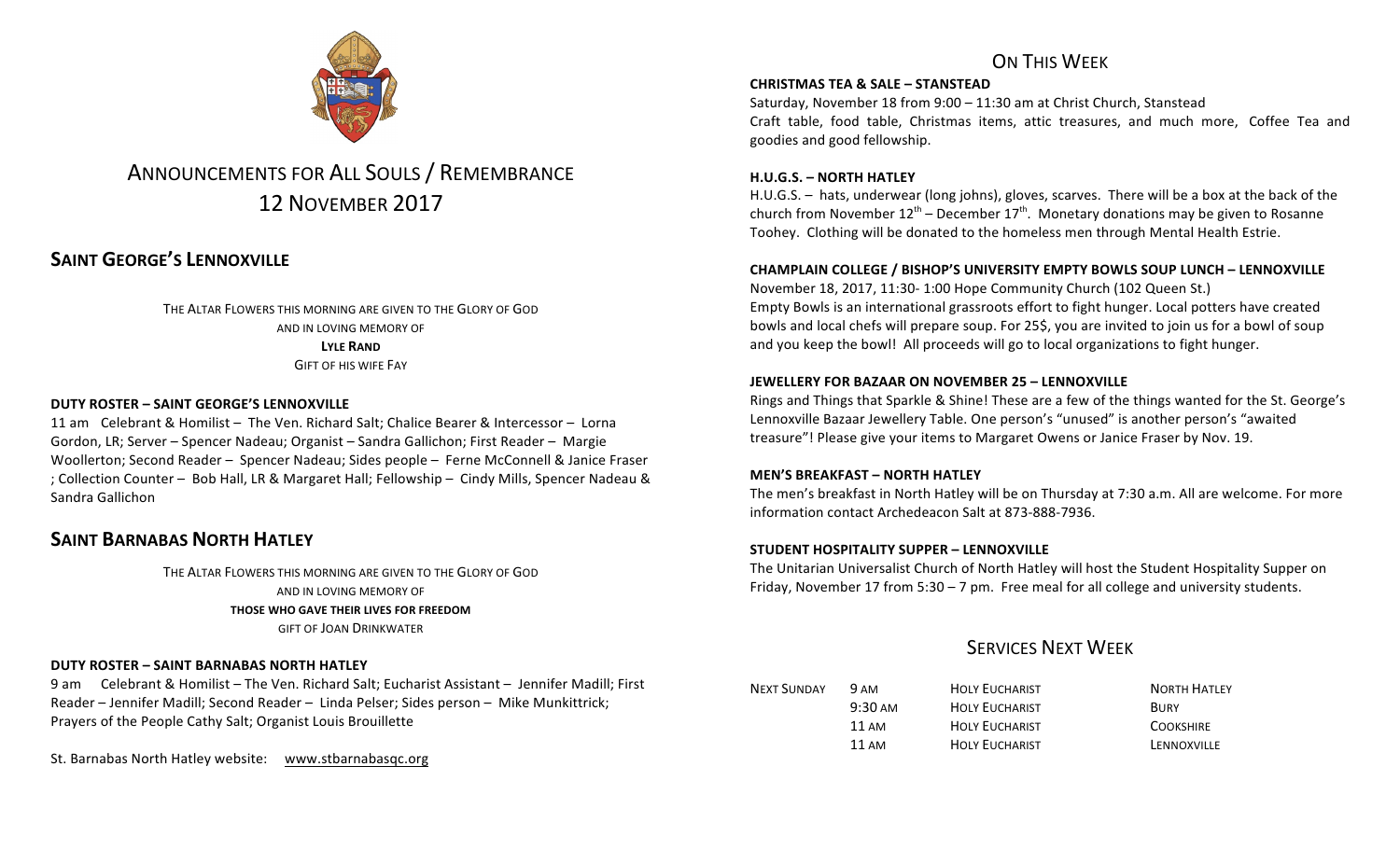# ANNOUNCEMENTS FOR ALL SOULS / REMEMBRANCE
# 12 NOVEMBER 2017

## SAINT GEORGE'S LENNOXVILLE

THE ALTAR FLOWERS THIS MORNING ARE GIVEN TO THE GLORY OF GOD
AND IN LOVING MEMORY OF
**LYLE RAND**
GIFT OF HIS WIFE FAY

**DUTY ROSTER – SAINT GEORGE'S LENNOXVILLE**

11 am Celebrant & Homilist – The Ven. Richard Salt; Chalice Bearer & Intercessor – Lorna Gordon, LR; Server – Spencer Nadeau; Organist – Sandra Gallichon; First Reader – Margie Woollerton; Second Reader – Spencer Nadeau; Sides people – Ferne McConnell & Janice Fraser ; Collection Counter – Bob Hall, LR & Margaret Hall; Fellowship – Cindy Mills, Spencer Nadeau & Sandra Gallichon

## SAINT BARNABAS NORTH HATLEY

THE ALTAR FLOWERS THIS MORNING ARE GIVEN TO THE GLORY OF GOD
AND IN LOVING MEMORY OF
**THOSE WHO GAVE THEIR LIVES FOR FREEDOM**
GIFT OF JOAN DRINKWATER

**DUTY ROSTER – SAINT BARNABAS NORTH HATLEY**

9 am Celebrant & Homilist – The Ven. Richard Salt; Eucharist Assistant – Jennifer Madill; First Reader – Jennifer Madill; Second Reader – Linda Pelser; Sides person – Mike Munkittrick; Prayers of the People Cathy Salt; Organist Louis Brouillette

St. Barnabas North Hatley website: www.stbarnabasqc.org

## ON THIS WEEK

**CHRISTMAS TEA & SALE – STANSTEAD**

Saturday, November 18 from 9:00 – 11:30 am at Christ Church, Stanstead
Craft table, food table, Christmas items, attic treasures, and much more, Coffee Tea and goodies and good fellowship.

**H.U.G.S. – NORTH HATLEY**

H.U.G.S. – hats, underwear (long johns), gloves, scarves. There will be a box at the back of the church from November 12th – December 17th. Monetary donations may be given to Rosanne Toohey. Clothing will be donated to the homeless men through Mental Health Estrie.

**CHAMPLAIN COLLEGE / BISHOP'S UNIVERSITY EMPTY BOWLS SOUP LUNCH – LENNOXVILLE**

November 18, 2017, 11:30- 1:00 Hope Community Church (102 Queen St.)
Empty Bowls is an international grassroots effort to fight hunger. Local potters have created bowls and local chefs will prepare soup. For 25$, you are invited to join us for a bowl of soup and you keep the bowl! All proceeds will go to local organizations to fight hunger.

**JEWELLERY FOR BAZAAR ON NOVEMBER 25 – LENNOXVILLE**

Rings and Things that Sparkle & Shine! These are a few of the things wanted for the St. George's Lennoxville Bazaar Jewellery Table. One person's "unused" is another person's "awaited treasure"! Please give your items to Margaret Owens or Janice Fraser by Nov. 19.

**MEN'S BREAKFAST – NORTH HATLEY**

The men's breakfast in North Hatley will be on Thursday at 7:30 a.m. All are welcome. For more information contact Archedeacon Salt at 873-888-7936.

**STUDENT HOSPITALITY SUPPER – LENNOXVILLE**

The Unitarian Universalist Church of North Hatley will host the Student Hospitality Supper on Friday, November 17 from 5:30 – 7 pm. Free meal for all college and university students.

## SERVICES NEXT WEEK

| | | | |
|---|---|---|---|
| NEXT SUNDAY | 9 AM | HOLY EUCHARIST | NORTH HATLEY |
| | 9:30 AM | HOLY EUCHARIST | BURY |
| | 11 AM | HOLY EUCHARIST | COOKSHIRE |
| | 11 AM | HOLY EUCHARIST | LENNOXVILLE |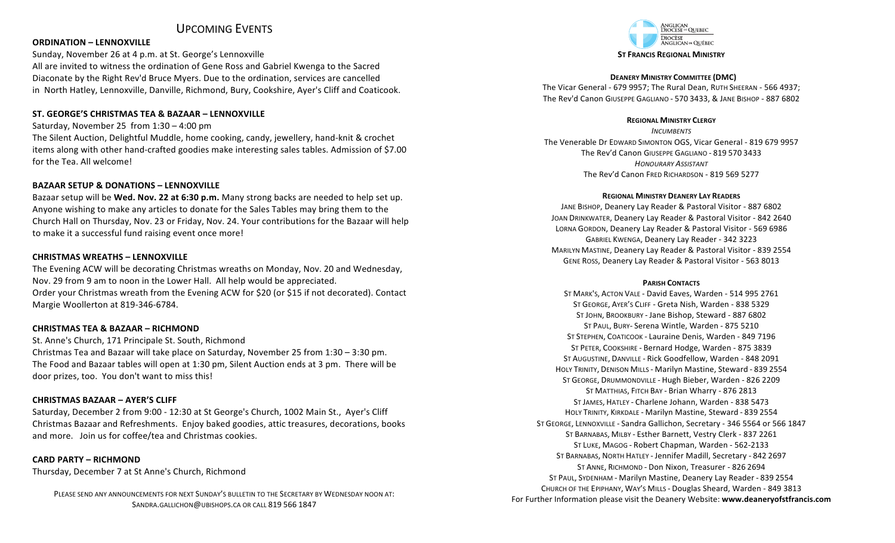# Upcoming Events

### ORDINATION – LENNOXVILLE

Sunday, November 26 at 4 p.m. at St. George's Lennoxville
All are invited to witness the ordination of Gene Ross and Gabriel Kwenga to the Sacred Diaconate by the Right Rev'd Bruce Myers. Due to the ordination, services are cancelled in North Hatley, Lennoxville, Danville, Richmond, Bury, Cookshire, Ayer's Cliff and Coaticook.

### ST. GEORGE'S CHRISTMAS TEA & BAZAAR – LENNOXVILLE

Saturday, November 25 from 1:30 – 4:00 pm
The Silent Auction, Delightful Muddle, home cooking, candy, jewellery, hand-knit & crochet items along with other hand-crafted goodies make interesting sales tables. Admission of $7.00 for the Tea. All welcome!

### BAZAAR SETUP & DONATIONS – LENNOXVILLE

Bazaar setup will be **Wed. Nov. 22 at 6:30 p.m.** Many strong backs are needed to help set up. Anyone wishing to make any articles to donate for the Sales Tables may bring them to the Church Hall on Thursday, Nov. 23 or Friday, Nov. 24. Your contributions for the Bazaar will help to make it a successful fund raising event once more!

### CHRISTMAS WREATHS – LENNOXVILLE

The Evening ACW will be decorating Christmas wreaths on Monday, Nov. 20 and Wednesday, Nov. 29 from 9 am to noon in the Lower Hall. All help would be appreciated.
Order your Christmas wreath from the Evening ACW for $20 (or $15 if not decorated). Contact Margie Woollerton at 819-346-6784.

### CHRISTMAS TEA & BAZAAR – RICHMOND

St. Anne's Church, 171 Principale St. South, Richmond
Christmas Tea and Bazaar will take place on Saturday, November 25 from 1:30 – 3:30 pm. The Food and Bazaar tables will open at 1:30 pm, Silent Auction ends at 3 pm. There will be door prizes, too. You don't want to miss this!

### CHRISTMAS BAZAAR – AYER'S CLIFF

Saturday, December 2 from 9:00 - 12:30 at St George's Church, 1002 Main St., Ayer's Cliff
Christmas Bazaar and Refreshments. Enjoy baked goodies, attic treasures, decorations, books and more. Join us for coffee/tea and Christmas cookies.

### CARD PARTY – RICHMOND

Thursday, December 7 at St Anne's Church, Richmond

PLEASE SEND ANY ANNOUNCEMENTS FOR NEXT SUNDAY'S BULLETIN TO THE SECRETARY BY WEDNESDAY NOON AT: SANDRA.GALLICHON@UBISHOPS.CA OR CALL 819 566 1847

Anglican Diocese of Quebec
Diocèse Anglican de Québec

**ST FRANCIS REGIONAL MINISTRY**

### DEANERY MINISTRY COMMITTEE (DMC)

The Vicar General - 679 9957; The Rural Dean, RUTH SHEERAN - 566 4937;
The Rev'd Canon GIUSEPPE GAGLIANO - 570 3433, & JANE BISHOP - 887 6802

### REGIONAL MINISTRY CLERGY

*INCUMBENTS*

The Venerable Dr EDWARD SIMONTON OGS, Vicar General - 819 679 9957
The Rev'd Canon GIUSEPPE GAGLIANO - 819 570 3433

*HONOURARY ASSISTANT*

The Rev'd Canon FRED RICHARDSON - 819 569 5277

### REGIONAL MINISTRY DEANERY LAY READERS

JANE BISHOP, Deanery Lay Reader & Pastoral Visitor - 887 6802
JOAN DRINKWATER, Deanery Lay Reader & Pastoral Visitor - 842 2640
LORNA GORDON, Deanery Lay Reader & Pastoral Visitor - 569 6986
GABRIEL KWENGA, Deanery Lay Reader - 342 3223
MARILYN MASTINE, Deanery Lay Reader & Pastoral Visitor - 839 2554
GENE ROSS, Deanery Lay Reader & Pastoral Visitor - 563 8013

### PARISH CONTACTS

ST MARK'S, ACTON VALE - David Eaves, Warden - 514 995 2761
ST GEORGE, AYER'S CLIFF - Greta Nish, Warden - 838 5329
ST JOHN, BROOKBURY - Jane Bishop, Steward - 887 6802
ST PAUL, BURY- Serena Wintle, Warden - 875 5210
ST STEPHEN, COATICOOK - Lauraine Denis, Warden - 849 7196
ST PETER, COOKSHIRE - Bernard Hodge, Warden - 875 3839
ST AUGUSTINE, DANVILLE - Rick Goodfellow, Warden - 848 2091
HOLY TRINITY, DENISON MILLS - Marilyn Mastine, Steward - 839 2554
ST GEORGE, DRUMMONDVILLE - Hugh Bieber, Warden - 826 2209
ST MATTHIAS, FITCH BAY - Brian Wharry - 876 2813
ST JAMES, HATLEY - Charlene Johann, Warden - 838 5473
HOLY TRINITY, KIRKDALE - Marilyn Mastine, Steward - 839 2554
ST GEORGE, LENNOXVILLE - Sandra Gallichon, Secretary - 346 5564 or 566 1847
ST BARNABAS, MILBY - Esther Barnett, Vestry Clerk - 837 2261
ST LUKE, MAGOG - Robert Chapman, Warden - 562-2133
ST BARNABAS, NORTH HATLEY - Jennifer Madill, Secretary - 842 2697
ST ANNE, RICHMOND - Don Nixon, Treasurer - 826 2694
ST PAUL, SYDENHAM - Marilyn Mastine, Deanery Lay Reader - 839 2554
CHURCH OF THE EPIPHANY, WAY'S MILLS - Douglas Sheard, Warden - 849 3813

For Further Information please visit the Deanery Website: **www.deaneryofstfrancis.com**